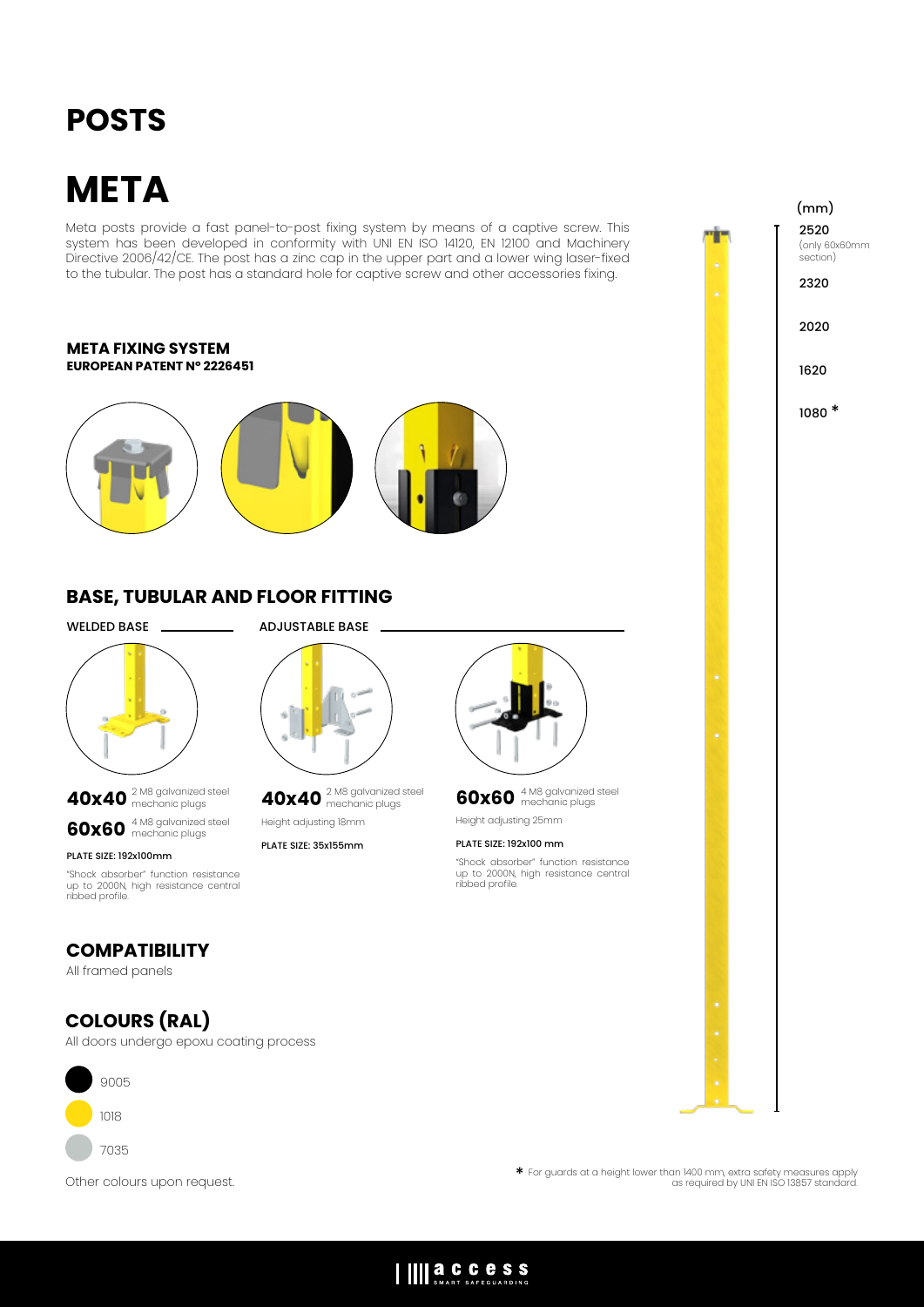# POSTS

# META

Meta posts provide a fast panel-to-post fixing system by means of a captive screw. This system has been developed in conformity with UNI EN ISO 14120, EN 12100 and Machinery Directive 2006/42/CE. The post has a zinc cap in the upper part and a lower wing laser-fixed to the tubular. The post has a standard hole for captive screw and other accessories fixing.

(mm)

2520 (only 60x60mm section)

2320

2020

1620

1080 *

**META FIXING SYSTEM**
**EUROPEAN PATENT Nº 2226451**

## BASE, TUBULAR AND FLOOR FITTING

WELDED BASE

**40x40** 2 M8 galvanized steel mechanic plugs

**60x60** 4 M8 galvanized steel mechanic plugs

PLATE SIZE: 192x100mm

"Shock absorber" function resistance up to 2000N, high resistance central ribbed profile.

ADJUSTABLE BASE

**40x40** 2 M8 galvanized steel mechanic plugs

Height adjusting 18mm

PLATE SIZE: 35x155mm

**60x60** 4 M8 galvanized steel mechanic plugs

Height adjusting 25mm

PLATE SIZE: 192x100 mm

"Shock absorber" function resistance up to 2000N, high resistance central ribbed profile.

## COMPATIBILITY

All framed panels

## COLOURS (RAL)

All doors undergo epoxu coating process

- 9005
- 1018
- 7035

Other colours upon request.

* For guards at a height lower than 1400 mm, extra safety measures apply as required by UNI EN ISO 13857 standard.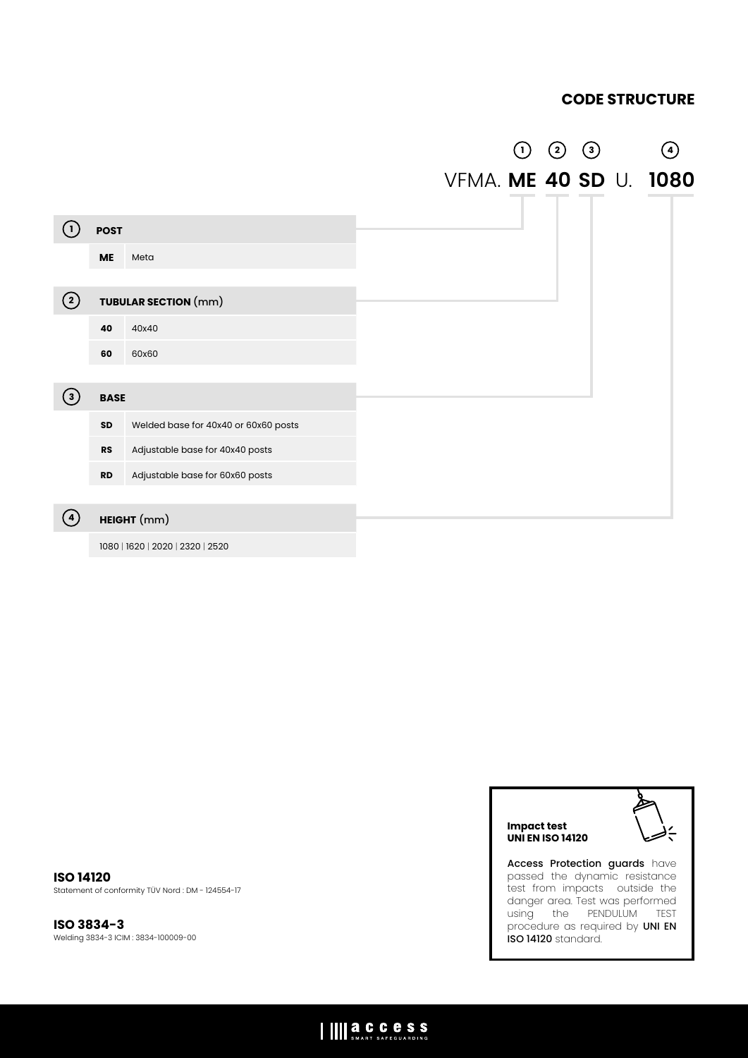## CODE STRUCTURE

VFMA. **ME** **40** **SD** U. **1080**

(1) (2) (3) (4)

| | | |
|---|---|---|
| ① | **POST** | |
| | **ME** | Meta |
| ② | **TUBULAR SECTION** (mm) | |
| | **40** | 40x40 |
| | **60** | 60x60 |
| ③ | **BASE** | |
| | **SD** | Welded base for 40x40 or 60x60 posts |
| | **RS** | Adjustable base for 40x40 posts |
| | **RD** | Adjustable base for 60x60 posts |
| ④ | **HEIGHT** (mm) | |
| | 1080 \| 1620 \| 2020 \| 2320 \| 2520 | |

**ISO 14120**
Statement of conformity TÜV Nord : DM - 124554-17

**ISO 3834-3**
Welding 3834-3 ICIM : 3834-100009-00

**Impact test**
**UNI EN ISO 14120**

**Access Protection guards** have passed the dynamic resistance test from impacts outside the danger area. Test was performed using the PENDULUM TEST procedure as required by **UNI EN ISO 14120** standard.